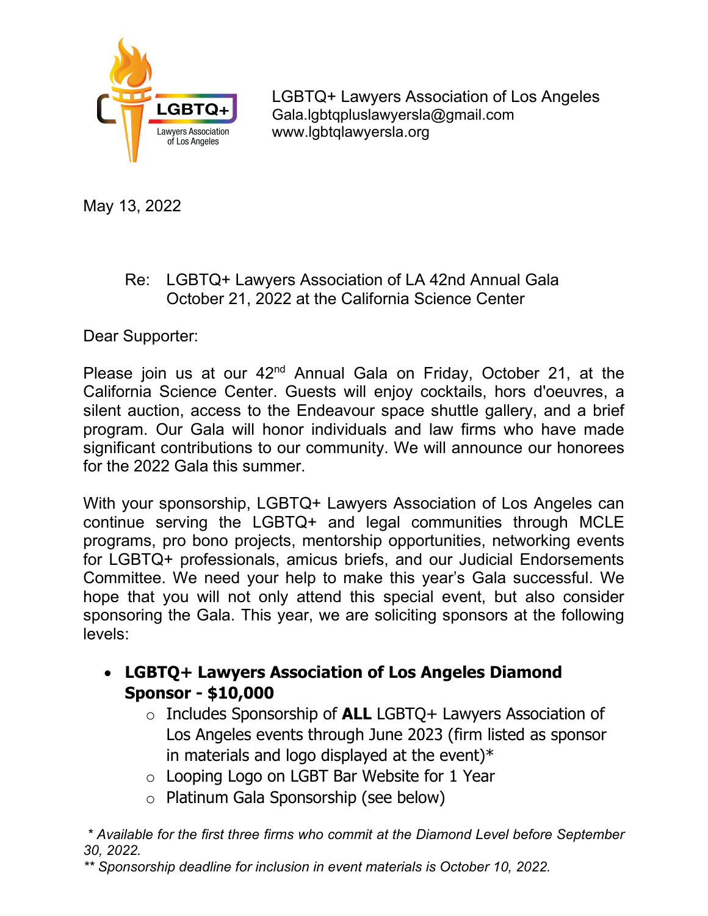LGBTQ+ Lawyers Association of Los Angeles
Gala.lgbtqpluslawyersla@gmail.com
www.lgbtqlawyersla.org

May 13, 2022

Re: LGBTQ+ Lawyers Association of LA 42nd Annual Gala
October 21, 2022 at the California Science Center

Dear Supporter:

Please join us at our 42nd Annual Gala on Friday, October 21, at the California Science Center. Guests will enjoy cocktails, hors d'oeuvres, a silent auction, access to the Endeavour space shuttle gallery, and a brief program. Our Gala will honor individuals and law firms who have made significant contributions to our community. We will announce our honorees for the 2022 Gala this summer.

With your sponsorship, LGBTQ+ Lawyers Association of Los Angeles can continue serving the LGBTQ+ and legal communities through MCLE programs, pro bono projects, mentorship opportunities, networking events for LGBTQ+ professionals, amicus briefs, and our Judicial Endorsements Committee. We need your help to make this year's Gala successful. We hope that you will not only attend this special event, but also consider sponsoring the Gala. This year, we are soliciting sponsors at the following levels:

- **LGBTQ+ Lawyers Association of Los Angeles Diamond Sponsor - $10,000**
  - Includes Sponsorship of **ALL** LGBTQ+ Lawyers Association of Los Angeles events through June 2023 (firm listed as sponsor in materials and logo displayed at the event)*
  - Looping Logo on LGBT Bar Website for 1 Year
  - Platinum Gala Sponsorship (see below)

*\* Available for the first three firms who commit at the Diamond Level before September 30, 2022.*

*\*\* Sponsorship deadline for inclusion in event materials is October 10, 2022.*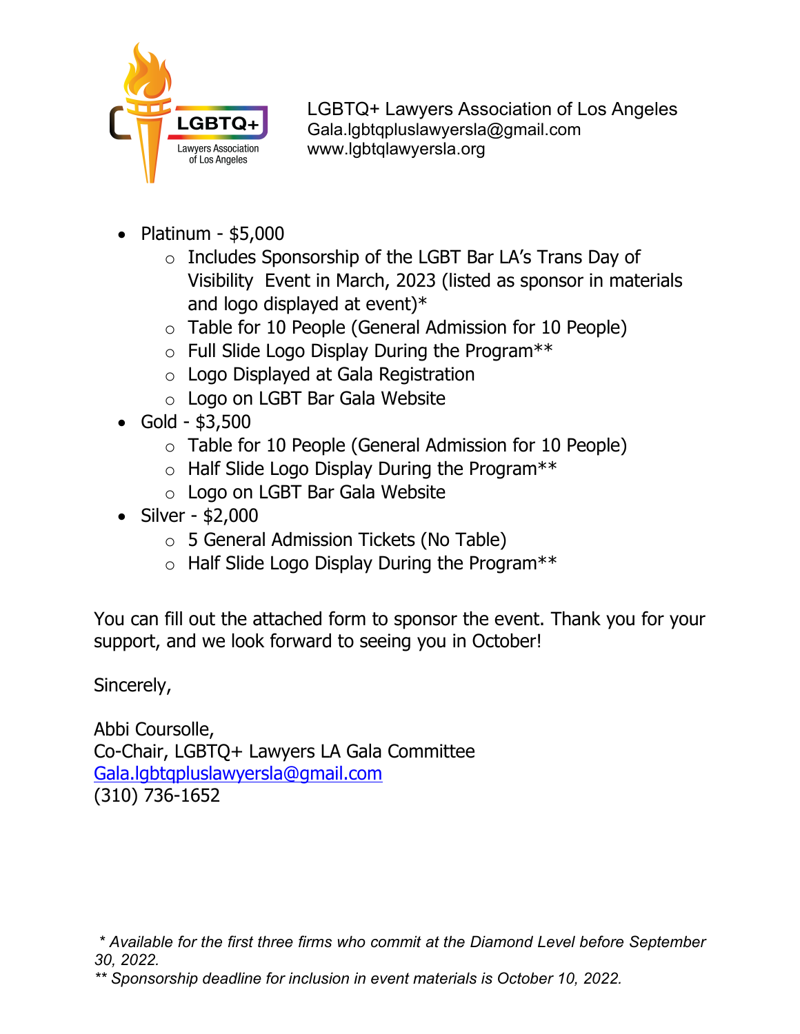LGBTQ+ Lawyers Association of Los Angeles
Gala.lgbtqpluslawyersla@gmail.com
www.lgbtqlawyersla.org

- Platinum - $5,000
  - Includes Sponsorship of the LGBT Bar LA's Trans Day of Visibility Event in March, 2023 (listed as sponsor in materials and logo displayed at event)*
  - Table for 10 People (General Admission for 10 People)
  - Full Slide Logo Display During the Program**
  - Logo Displayed at Gala Registration
  - Logo on LGBT Bar Gala Website
- Gold - $3,500
  - Table for 10 People (General Admission for 10 People)
  - Half Slide Logo Display During the Program**
  - Logo on LGBT Bar Gala Website
- Silver - $2,000
  - 5 General Admission Tickets (No Table)
  - Half Slide Logo Display During the Program**

You can fill out the attached form to sponsor the event. Thank you for your support, and we look forward to seeing you in October!

Sincerely,

Abbi Coursolle,
Co-Chair, LGBTQ+ Lawyers LA Gala Committee
Gala.lgbtqpluslawyersla@gmail.com
(310) 736-1652

*\* Available for the first three firms who commit at the Diamond Level before September 30, 2022.*
*\*\* Sponsorship deadline for inclusion in event materials is October 10, 2022.*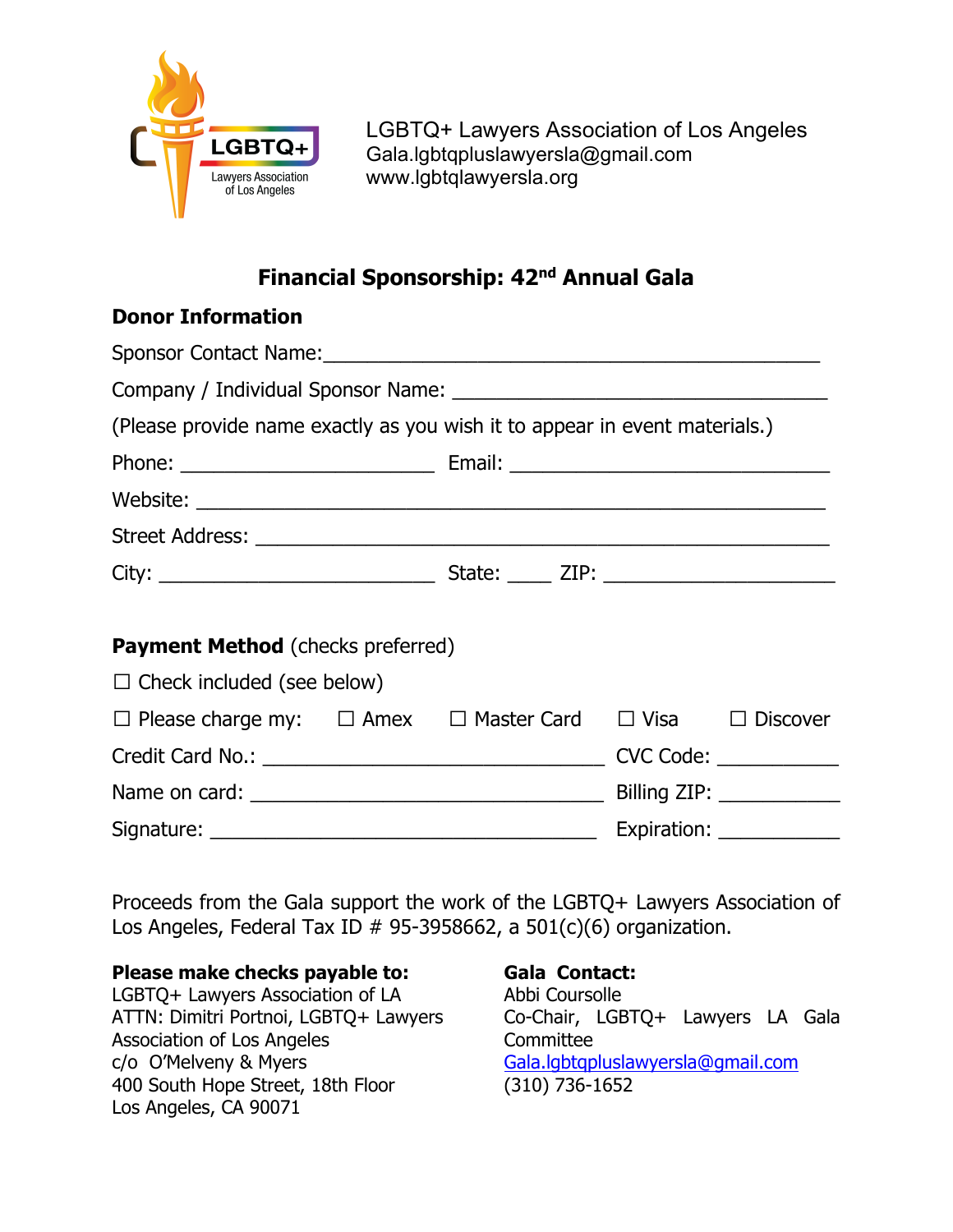LGBTQ+ Lawyers Association of Los Angeles
Gala.lgbtqpluslawyersla@gmail.com
www.lgbtqlawyersla.org

## Financial Sponsorship: 42nd Annual Gala

### Donor Information

Sponsor Contact Name:_____________________________________________

Company / Individual Sponsor Name: ________________________________

(Please provide name exactly as you wish it to appear in event materials.)

Phone: ______________________ Email: ____________________________

Website: _______________________________________________________

Street Address: __________________________________________________

City: ________________________ State: ____ ZIP: ____________________

**Payment Method** (checks preferred)

☐ Check included (see below)

☐ Please charge my: ☐ Amex ☐ Master Card ☐ Visa ☐ Discover

Credit Card No.: ______________________________ CVC Code: __________

Name on card: ________________________________ Billing ZIP: __________

Signature: __________________________________ Expiration: __________

Proceeds from the Gala support the work of the LGBTQ+ Lawyers Association of Los Angeles, Federal Tax ID # 95-3958662, a 501(c)(6) organization.

**Please make checks payable to:**
LGBTQ+ Lawyers Association of LA
ATTN: Dimitri Portnoi, LGBTQ+ Lawyers Association of Los Angeles
c/o O'Melveny & Myers
400 South Hope Street, 18th Floor
Los Angeles, CA 90071

**Gala Contact:**
Abbi Coursolle
Co-Chair, LGBTQ+ Lawyers LA Gala Committee
Gala.lgbtqpluslawyersla@gmail.com
(310) 736-1652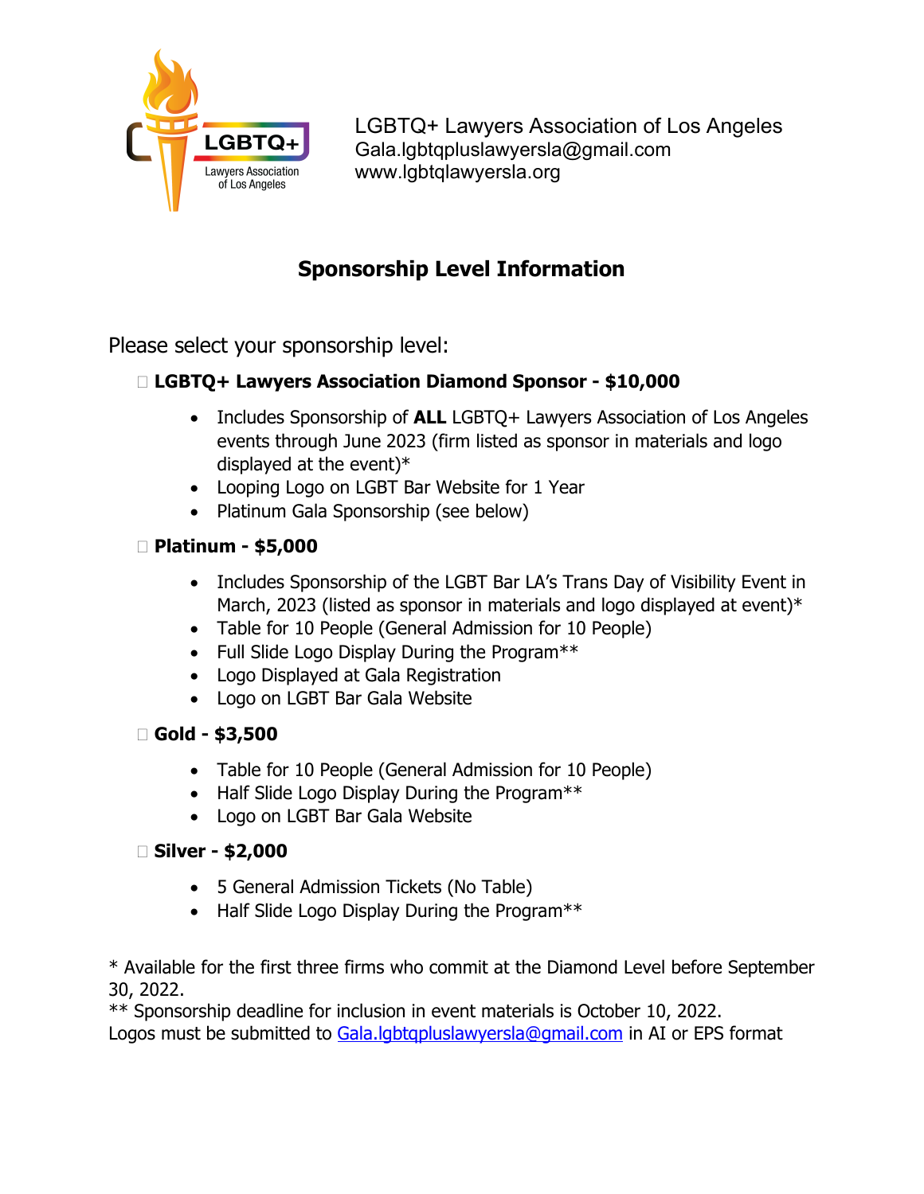LGBTQ+ Lawyers Association of Los Angeles
Gala.lgbtqpluslawyersla@gmail.com
www.lgbtqlawyersla.org

## Sponsorship Level Information

Please select your sponsorship level:

☐ **LGBTQ+ Lawyers Association Diamond Sponsor - $10,000**

- Includes Sponsorship of **ALL** LGBTQ+ Lawyers Association of Los Angeles events through June 2023 (firm listed as sponsor in materials and logo displayed at the event)*
- Looping Logo on LGBT Bar Website for 1 Year
- Platinum Gala Sponsorship (see below)

☐ **Platinum - $5,000**

- Includes Sponsorship of the LGBT Bar LA's Trans Day of Visibility Event in March, 2023 (listed as sponsor in materials and logo displayed at event)*
- Table for 10 People (General Admission for 10 People)
- Full Slide Logo Display During the Program**
- Logo Displayed at Gala Registration
- Logo on LGBT Bar Gala Website

☐ **Gold - $3,500**

- Table for 10 People (General Admission for 10 People)
- Half Slide Logo Display During the Program**
- Logo on LGBT Bar Gala Website

☐ **Silver - $2,000**

- 5 General Admission Tickets (No Table)
- Half Slide Logo Display During the Program**

* Available for the first three firms who commit at the Diamond Level before September 30, 2022.
** Sponsorship deadline for inclusion in event materials is October 10, 2022.
Logos must be submitted to Gala.lgbtqpluslawyersla@gmail.com in AI or EPS format